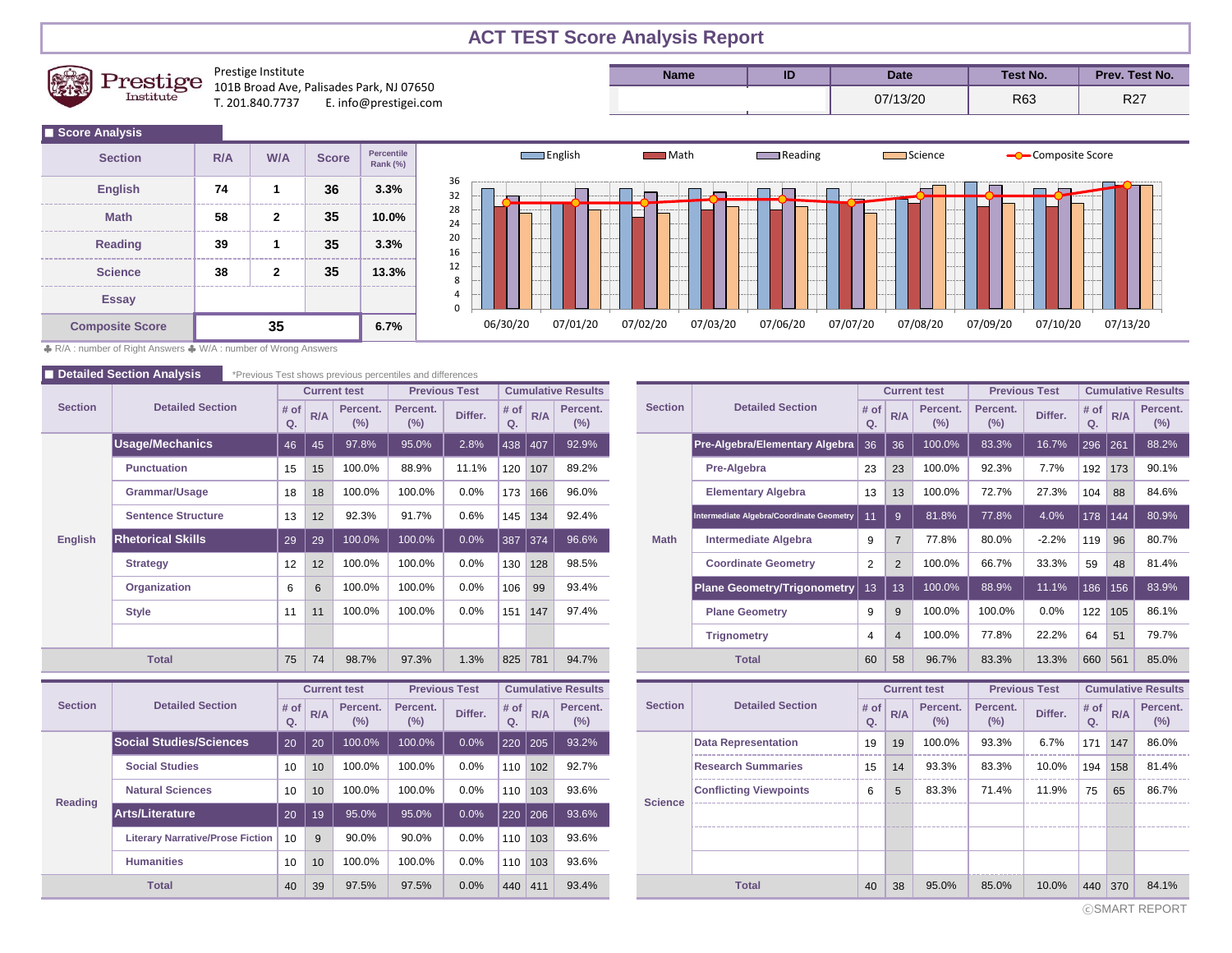# ACT TEST Score Analysis Report

Prestige Institute
101B Broad Ave, Palisades Park, NJ 07650
T. 201.840.7737 E. info@prestigei.com

| Name | ID | Date | Test No. | Prev. Test No. |
|---|---|---|---|---|
| | | 07/13/20 | R63 | R27 |

## Score Analysis

| Section | R/A | W/A | Score | Percentile Rank (%) |
|---|---|---|---|---|
| English | 74 | 1 | 36 | 3.3% |
| Math | 58 | 2 | 35 | 10.0% |
| Reading | 39 | 1 | 35 | 3.3% |
| Science | 38 | 2 | 35 | 13.3% |
| Essay | | | | |
| Composite Score | 35 | | | 6.7% |

♣ R/A : number of Right Answers ♣ W/A : number of Wrong Answers

Chart legend: English, Math, Reading, Science, Composite Score. Dates: 06/30/20, 07/01/20, 07/02/20, 07/03/20, 07/06/20, 07/07/20, 07/08/20, 07/09/20, 07/10/20, 07/13/20.

## Detailed Section Analysis

*Previous Test shows previous percentiles and differences

| Section | Detailed Section | Current test # of Q. | Current test R/A | Current test Percent. (%) | Previous Test Percent. (%) | Previous Test Differ. | Cumulative Results # of Q. | Cumulative Results R/A | Cumulative Results Percent. (%) |
|---|---|---|---|---|---|---|---|---|---|
| English | **Usage/Mechanics** | 46 | 45 | 97.8% | 95.0% | 2.8% | 438 | 407 | 92.9% |
| | Punctuation | 15 | 15 | 100.0% | 88.9% | 11.1% | 120 | 107 | 89.2% |
| | Grammar/Usage | 18 | 18 | 100.0% | 100.0% | 0.0% | 173 | 166 | 96.0% |
| | Sentence Structure | 13 | 12 | 92.3% | 91.7% | 0.6% | 145 | 134 | 92.4% |
| | **Rhetorical Skills** | 29 | 29 | 100.0% | 100.0% | 0.0% | 387 | 374 | 96.6% |
| | Strategy | 12 | 12 | 100.0% | 100.0% | 0.0% | 130 | 128 | 98.5% |
| | Organization | 6 | 6 | 100.0% | 100.0% | 0.0% | 106 | 99 | 93.4% |
| | Style | 11 | 11 | 100.0% | 100.0% | 0.0% | 151 | 147 | 97.4% |
| Total | | 75 | 74 | 98.7% | 97.3% | 1.3% | 825 | 781 | 94.7% |

| Section | Detailed Section | Current test # of Q. | Current test R/A | Current test Percent. (%) | Previous Test Percent. (%) | Previous Test Differ. | Cumulative Results # of Q. | Cumulative Results R/A | Cumulative Results Percent. (%) |
|---|---|---|---|---|---|---|---|---|---|
| Math | **Pre-Algebra/Elementary Algebra** | 36 | 36 | 100.0% | 83.3% | 16.7% | 296 | 261 | 88.2% |
| | Pre-Algebra | 23 | 23 | 100.0% | 92.3% | 7.7% | 192 | 173 | 90.1% |
| | Elementary Algebra | 13 | 13 | 100.0% | 72.7% | 27.3% | 104 | 88 | 84.6% |
| | **Intermediate Algebra/Coordinate Geometry** | 11 | 9 | 81.8% | 77.8% | 4.0% | 178 | 144 | 80.9% |
| | Intermediate Algebra | 9 | 7 | 77.8% | 80.0% | -2.2% | 119 | 96 | 80.7% |
| | Coordinate Geometry | 2 | 2 | 100.0% | 66.7% | 33.3% | 59 | 48 | 81.4% |
| | **Plane Geometry/Trigonometry** | 13 | 13 | 100.0% | 88.9% | 11.1% | 186 | 156 | 83.9% |
| | Plane Geometry | 9 | 9 | 100.0% | 100.0% | 0.0% | 122 | 105 | 86.1% |
| | Trignometry | 4 | 4 | 100.0% | 77.8% | 22.2% | 64 | 51 | 79.7% |
| Total | | 60 | 58 | 96.7% | 83.3% | 13.3% | 660 | 561 | 85.0% |

| Section | Detailed Section | Current test # of Q. | Current test R/A | Current test Percent. (%) | Previous Test Percent. (%) | Previous Test Differ. | Cumulative Results # of Q. | Cumulative Results R/A | Cumulative Results Percent. (%) |
|---|---|---|---|---|---|---|---|---|---|
| Reading | **Social Studies/Sciences** | 20 | 20 | 100.0% | 100.0% | 0.0% | 220 | 205 | 93.2% |
| | Social Studies | 10 | 10 | 100.0% | 100.0% | 0.0% | 110 | 102 | 92.7% |
| | Natural Sciences | 10 | 10 | 100.0% | 100.0% | 0.0% | 110 | 103 | 93.6% |
| | **Arts/Literature** | 20 | 19 | 95.0% | 95.0% | 0.0% | 220 | 206 | 93.6% |
| | Literary Narrative/Prose Fiction | 10 | 9 | 90.0% | 90.0% | 0.0% | 110 | 103 | 93.6% |
| | Humanities | 10 | 10 | 100.0% | 100.0% | 0.0% | 110 | 103 | 93.6% |
| Total | | 40 | 39 | 97.5% | 97.5% | 0.0% | 440 | 411 | 93.4% |

| Section | Detailed Section | Current test # of Q. | Current test R/A | Current test Percent. (%) | Previous Test Percent. (%) | Previous Test Differ. | Cumulative Results # of Q. | Cumulative Results R/A | Cumulative Results Percent. (%) |
|---|---|---|---|---|---|---|---|---|---|
| Science | Data Representation | 19 | 19 | 100.0% | 93.3% | 6.7% | 171 | 147 | 86.0% |
| | Research Summaries | 15 | 14 | 93.3% | 83.3% | 10.0% | 194 | 158 | 81.4% |
| | Conflicting Viewpoints | 6 | 5 | 83.3% | 71.4% | 11.9% | 75 | 65 | 86.7% |
| Total | | 40 | 38 | 95.0% | 85.0% | 10.0% | 440 | 370 | 84.1% |

ⓒSMART REPORT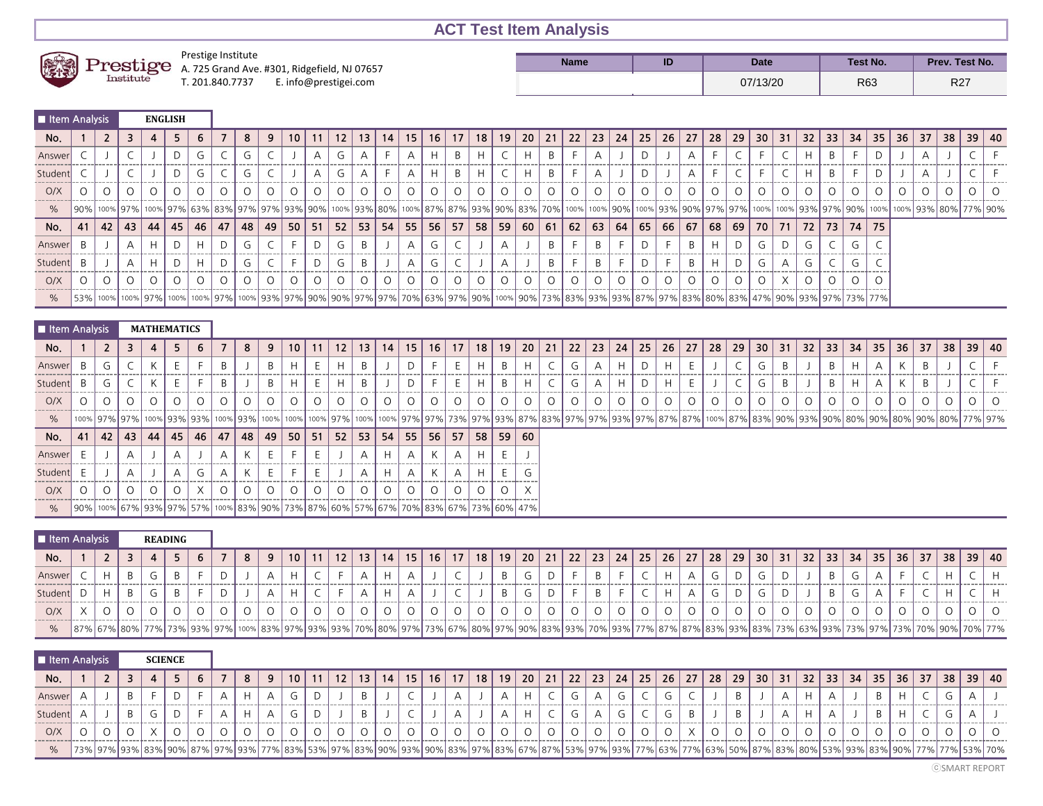# ACT Test Item Analysis

Prestige Institute
A. 725 Grand Ave. #301, Ridgefield, NJ 07657
T. 201.840.7737 E. info@prestigei.com

| Name | ID | Date | Test No. | Prev. Test No. |
|---|---|---|---|---|
| | | 07/13/20 | R63 | R27 |

## Item Analysis — ENGLISH

| No. | 1 | 2 | 3 | 4 | 5 | 6 | 7 | 8 | 9 | 10 | 11 | 12 | 13 | 14 | 15 | 16 | 17 | 18 | 19 | 20 | 21 | 22 | 23 | 24 | 25 | 26 | 27 | 28 | 29 | 30 | 31 | 32 | 33 | 34 | 35 | 36 | 37 | 38 | 39 | 40 |
|---|---|---|---|---|---|---|---|---|---|---|---|---|---|---|---|---|---|---|---|---|---|---|---|---|---|---|---|---|---|---|---|---|---|---|---|---|---|---|---|---|
| Answer | C | J | C | J | D | G | C | G | C | J | A | G | A | F | A | H | B | H | C | H | B | F | A | J | D | J | A | F | C | F | C | H | B | F | D | J | A | J | C | F |
| Student | C | J | C | J | D | G | C | G | C | J | A | G | A | F | A | H | B | H | C | H | B | F | A | J | D | J | A | F | C | F | C | H | B | F | D | J | A | J | C | F |
| O/X | O | O | O | O | O | O | O | O | O | O | O | O | O | O | O | O | O | O | O | O | O | O | O | O | O | O | O | O | O | O | O | O | O | O | O | O | O | O | O | O |
| % | 90% | 100% | 97% | 100% | 97% | 63% | 83% | 97% | 97% | 93% | 90% | 100% | 93% | 80% | 100% | 87% | 87% | 93% | 90% | 83% | 70% | 100% | 100% | 90% | 100% | 93% | 90% | 97% | 97% | 100% | 100% | 93% | 97% | 90% | 100% | 100% | 93% | 80% | 77% | 90% |

| No. | 41 | 42 | 43 | 44 | 45 | 46 | 47 | 48 | 49 | 50 | 51 | 52 | 53 | 54 | 55 | 56 | 57 | 58 | 59 | 60 | 61 | 62 | 63 | 64 | 65 | 66 | 67 | 68 | 69 | 70 | 71 | 72 | 73 | 74 | 75 |
|---|---|---|---|---|---|---|---|---|---|---|---|---|---|---|---|---|---|---|---|---|---|---|---|---|---|---|---|---|---|---|---|---|---|---|---|
| Answer | B | J | A | H | D | H | D | G | C | F | D | G | B | J | A | G | C | J | A | J | B | F | B | F | D | F | B | H | D | G | D | G | C | G | C |
| Student | B | J | A | H | D | H | D | G | C | F | D | G | B | J | A | G | C | J | A | J | B | F | B | F | D | F | B | H | D | G | A | G | C | G | C |
| O/X | O | O | O | O | O | O | O | O | O | O | O | O | O | O | O | O | O | O | O | O | O | O | O | O | O | O | O | O | O | O | X | O | O | O | O |
| % | 53% | 100% | 100% | 97% | 100% | 100% | 97% | 100% | 93% | 97% | 90% | 90% | 97% | 97% | 70% | 63% | 97% | 90% | 100% | 90% | 73% | 83% | 93% | 93% | 87% | 97% | 83% | 80% | 83% | 47% | 90% | 93% | 97% | 73% | 77% |

## Item Analysis — MATHEMATICS

| No. | 1 | 2 | 3 | 4 | 5 | 6 | 7 | 8 | 9 | 10 | 11 | 12 | 13 | 14 | 15 | 16 | 17 | 18 | 19 | 20 | 21 | 22 | 23 | 24 | 25 | 26 | 27 | 28 | 29 | 30 | 31 | 32 | 33 | 34 | 35 | 36 | 37 | 38 | 39 | 40 |
|---|---|---|---|---|---|---|---|---|---|---|---|---|---|---|---|---|---|---|---|---|---|---|---|---|---|---|---|---|---|---|---|---|---|---|---|---|---|---|---|---|
| Answer | B | G | C | K | E | F | B | J | B | H | E | H | B | J | D | F | E | H | B | H | C | G | A | H | D | H | E | J | C | G | B | J | B | H | A | K | B | J | C | F |
| Student | B | G | C | K | E | F | B | J | B | H | E | H | B | J | D | F | E | H | B | H | C | G | A | H | D | H | E | J | C | G | B | J | B | H | A | K | B | J | C | F |
| O/X | O | O | O | O | O | O | O | O | O | O | O | O | O | O | O | O | O | O | O | O | O | O | O | O | O | O | O | O | O | O | O | O | O | O | O | O | O | O | O | O |
| % | 100% | 97% | 97% | 100% | 93% | 93% | 100% | 93% | 100% | 100% | 100% | 97% | 100% | 100% | 97% | 97% | 73% | 97% | 93% | 87% | 83% | 97% | 97% | 93% | 97% | 87% | 87% | 100% | 87% | 83% | 90% | 93% | 90% | 80% | 90% | 80% | 90% | 80% | 77% | 97% |

| No. | 41 | 42 | 43 | 44 | 45 | 46 | 47 | 48 | 49 | 50 | 51 | 52 | 53 | 54 | 55 | 56 | 57 | 58 | 59 | 60 |
|---|---|---|---|---|---|---|---|---|---|---|---|---|---|---|---|---|---|---|---|---|
| Answer | E | J | A | J | A | J | A | K | E | F | E | J | A | H | A | K | A | H | E | J |
| Student | E | J | A | J | A | G | A | K | E | F | E | J | A | H | A | K | A | H | E | G |
| O/X | O | O | O | O | O | X | O | O | O | O | O | O | O | O | O | O | O | O | O | X |
| % | 90% | 100% | 67% | 93% | 97% | 57% | 100% | 83% | 90% | 73% | 87% | 60% | 57% | 67% | 70% | 83% | 67% | 73% | 60% | 47% |

## Item Analysis — READING

| No. | 1 | 2 | 3 | 4 | 5 | 6 | 7 | 8 | 9 | 10 | 11 | 12 | 13 | 14 | 15 | 16 | 17 | 18 | 19 | 20 | 21 | 22 | 23 | 24 | 25 | 26 | 27 | 28 | 29 | 30 | 31 | 32 | 33 | 34 | 35 | 36 | 37 | 38 | 39 | 40 |
|---|---|---|---|---|---|---|---|---|---|---|---|---|---|---|---|---|---|---|---|---|---|---|---|---|---|---|---|---|---|---|---|---|---|---|---|---|---|---|---|---|
| Answer | C | H | B | G | B | F | D | J | A | H | C | F | A | H | A | J | C | J | B | G | D | F | B | F | C | H | A | G | D | G | D | J | B | G | A | F | C | H | C | H |
| Student | D | H | B | G | B | F | D | J | A | H | C | F | A | H | A | J | C | J | B | G | D | F | B | F | C | H | A | G | D | G | D | J | B | G | A | F | C | H | C | H |
| O/X | X | O | O | O | O | O | O | O | O | O | O | O | O | O | O | O | O | O | O | O | O | O | O | O | O | O | O | O | O | O | O | O | O | O | O | O | O | O | O | O |
| % | 87% | 67% | 80% | 77% | 73% | 93% | 97% | 100% | 83% | 97% | 93% | 93% | 70% | 80% | 97% | 73% | 67% | 80% | 97% | 90% | 83% | 93% | 70% | 93% | 77% | 87% | 87% | 83% | 93% | 83% | 73% | 63% | 93% | 73% | 97% | 73% | 70% | 90% | 70% | 77% |

## Item Analysis — SCIENCE

| No. | 1 | 2 | 3 | 4 | 5 | 6 | 7 | 8 | 9 | 10 | 11 | 12 | 13 | 14 | 15 | 16 | 17 | 18 | 19 | 20 | 21 | 22 | 23 | 24 | 25 | 26 | 27 | 28 | 29 | 30 | 31 | 32 | 33 | 34 | 35 | 36 | 37 | 38 | 39 | 40 |
|---|---|---|---|---|---|---|---|---|---|---|---|---|---|---|---|---|---|---|---|---|---|---|---|---|---|---|---|---|---|---|---|---|---|---|---|---|---|---|---|---|
| Answer | A | J | B | F | D | F | A | H | A | G | D | J | B | J | C | J | A | J | A | H | C | G | A | G | C | G | C | J | B | J | A | H | A | J | B | H | C | G | A | J |
| Student | A | J | B | G | D | F | A | H | A | G | D | J | B | J | C | J | A | J | A | H | C | G | A | G | C | G | B | J | B | J | A | H | A | J | B | H | C | G | A | J |
| O/X | O | O | O | X | O | O | O | O | O | O | O | O | O | O | O | O | O | O | O | O | O | O | O | O | O | O | X | O | O | O | O | O | O | O | O | O | O | O | O | O |
| % | 73% | 97% | 93% | 83% | 90% | 87% | 97% | 93% | 77% | 83% | 53% | 97% | 83% | 90% | 93% | 90% | 83% | 97% | 83% | 67% | 87% | 53% | 97% | 93% | 77% | 63% | 77% | 63% | 50% | 87% | 83% | 80% | 53% | 93% | 83% | 90% | 77% | 77% | 53% | 70% |

ⓒSMART REPORT